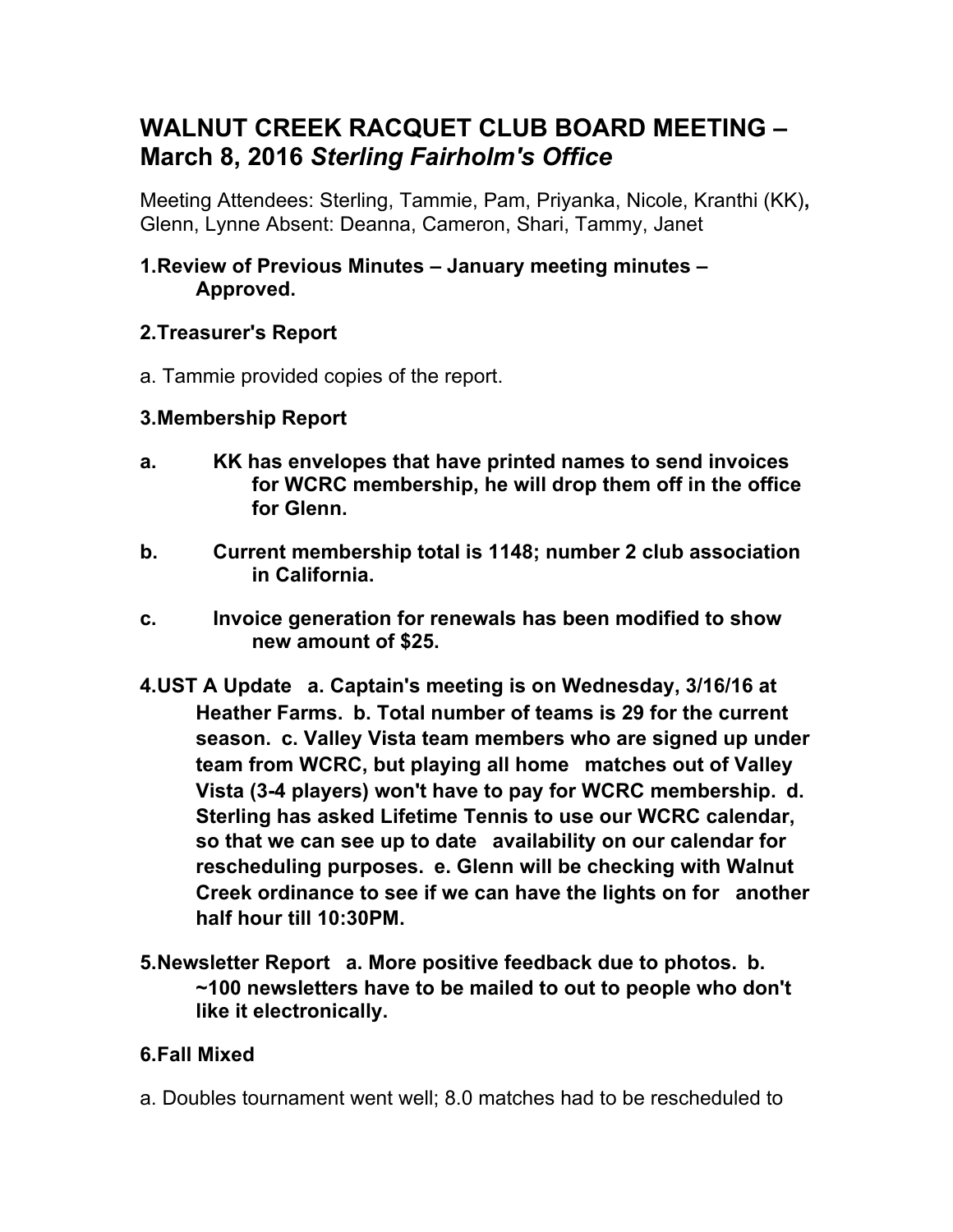# WALNUT CREEK RACQUET CLUB BOARD MEETING – March 8, 2016 *Sterling Fairholm's Office*

Meeting Attendees: Sterling, Tammie, Pam, Priyanka, Nicole, Kranthi (KK), Glenn, Lynne Absent: Deanna, Cameron, Shari, Tammy, Janet

**1.Review of Previous Minutes – January meeting minutes – Approved.**

**2.Treasurer's Report**

a. Tammie provided copies of the report.

**3.Membership Report**

**a. KK has envelopes that have printed names to send invoices for WCRC membership, he will drop them off in the office for Glenn.**

**b. Current membership total is 1148; number 2 club association in California.**

**c. Invoice generation for renewals has been modified to show new amount of $25.**

**4.UST A Update a. Captain's meeting is on Wednesday, 3/16/16 at Heather Farms. b. Total number of teams is 29 for the current season. c. Valley Vista team members who are signed up under team from WCRC, but playing all home matches out of Valley Vista (3-4 players) won't have to pay for WCRC membership. d. Sterling has asked Lifetime Tennis to use our WCRC calendar, so that we can see up to date availability on our calendar for rescheduling purposes. e. Glenn will be checking with Walnut Creek ordinance to see if we can have the lights on for another half hour till 10:30PM.**

**5.Newsletter Report a. More positive feedback due to photos. b. ~100 newsletters have to be mailed to out to people who don't like it electronically.**

**6.Fall Mixed**

a. Doubles tournament went well; 8.0 matches had to be rescheduled to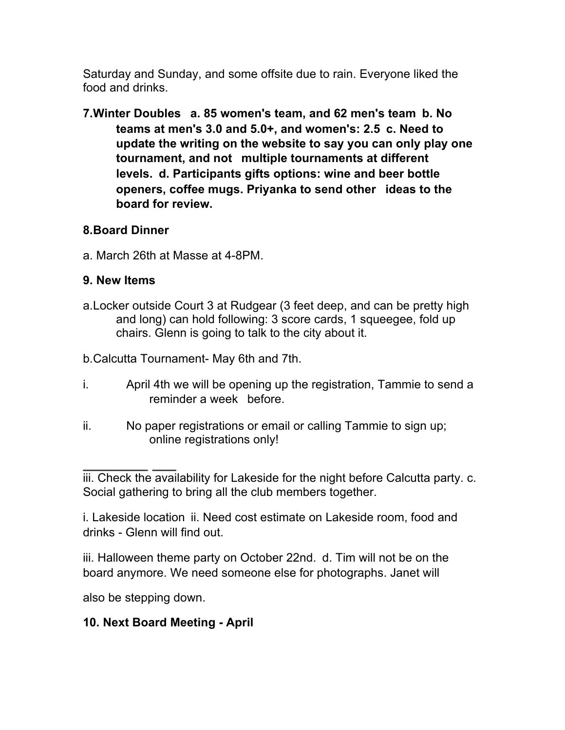Saturday and Sunday, and some offsite due to rain. Everyone liked the food and drinks.

**7.Winter Doubles a. 85 women's team, and 62 men's team b. No teams at men's 3.0 and 5.0+, and women's: 2.5 c. Need to update the writing on the website to say you can only play one tournament, and not multiple tournaments at different levels. d. Participants gifts options: wine and beer bottle openers, coffee mugs. Priyanka to send other ideas to the board for review.**

**8.Board Dinner**

a. March 26th at Masse at 4-8PM.

**9. New Items**

a.Locker outside Court 3 at Rudgear (3 feet deep, and can be pretty high and long) can hold following: 3 score cards, 1 squeegee, fold up chairs. Glenn is going to talk to the city about it.

b.Calcutta Tournament- May 6th and 7th.

i. April 4th we will be opening up the registration, Tammie to send a reminder a week before.

ii. No paper registrations or email or calling Tammie to sign up; online registrations only!

iii. Check the availability for Lakeside for the night before Calcutta party. c. Social gathering to bring all the club members together.

i. Lakeside location ii. Need cost estimate on Lakeside room, food and drinks - Glenn will find out.

iii. Halloween theme party on October 22nd. d. Tim will not be on the board anymore. We need someone else for photographs. Janet will

also be stepping down.

**10. Next Board Meeting - April**